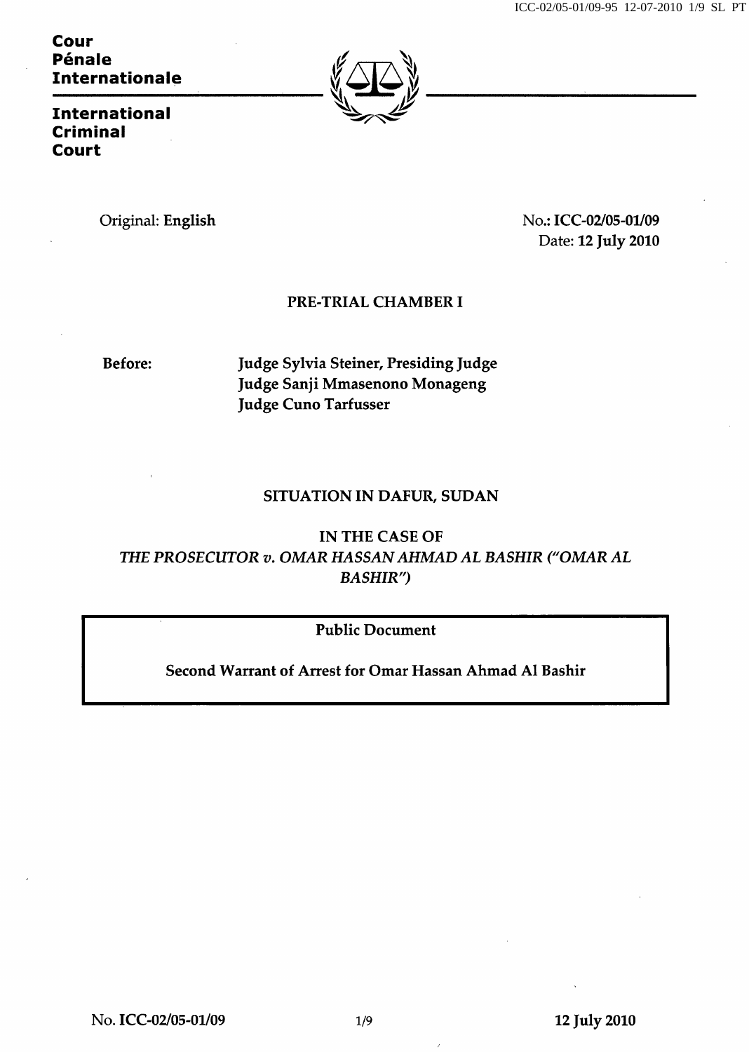**Cour Pénale Internationale**

**International Criminal Court**

Original: **English**

No.: **ICC-02/05-01/09**
Date: **12 July 2010**

**PRE-TRIAL CHAMBER I**

**Before:**
**Judge Sylvia Steiner, Presiding Judge**
**Judge Sanji Mmasenono Monageng**
**Judge Cuno Tarfusser**

**SITUATION IN DAFUR, SUDAN**

**IN THE CASE OF**
***THE PROSECUTOR v. OMAR HASSAN AHMAD AL BASHIR ("OMAR AL BASHIR")***

| Public Document |
|---|
| Second Warrant of Arrest for Omar Hassan Ahmad Al Bashir |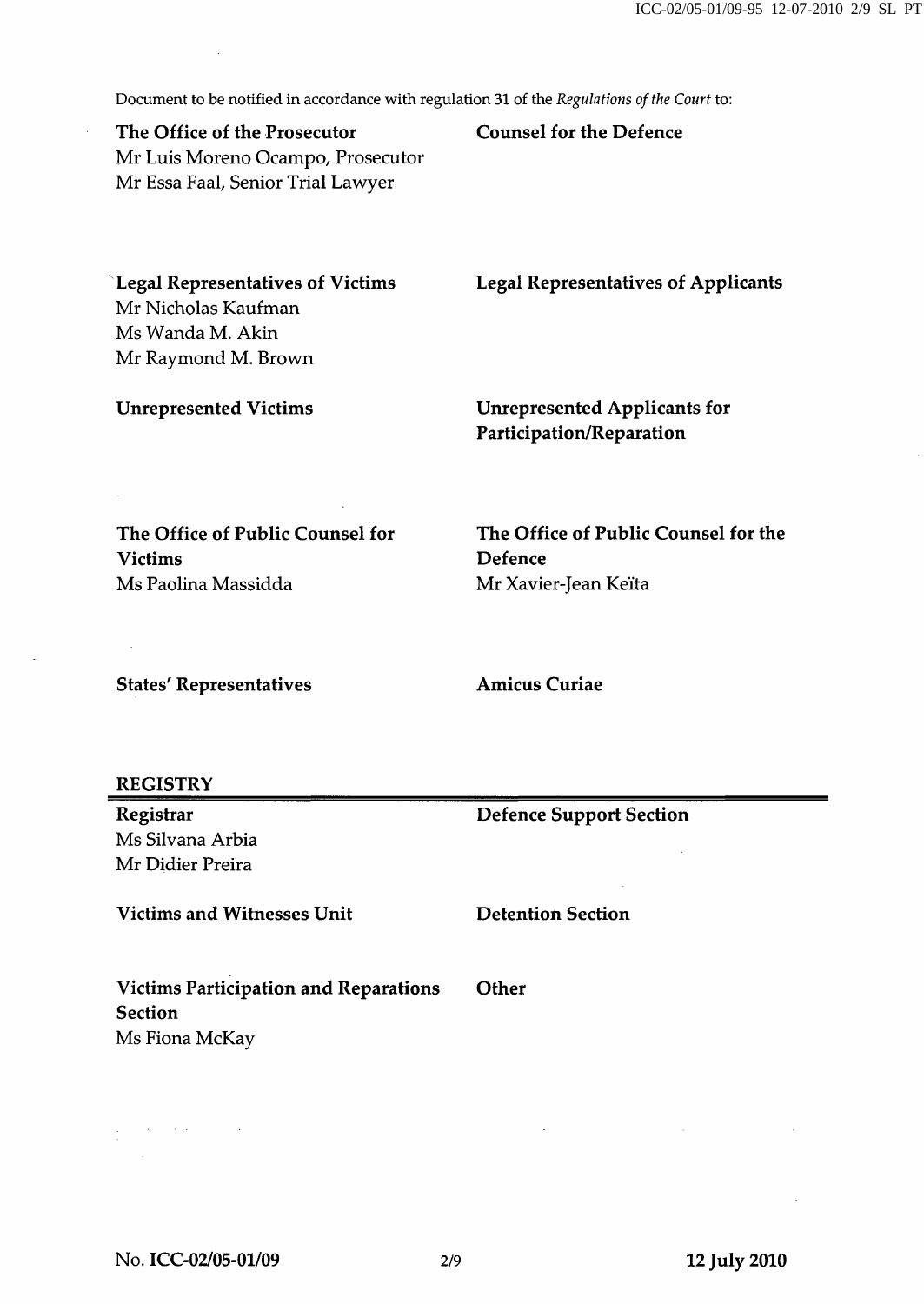Document to be notified in accordance with regulation 31 of the *Regulations of the Court* to:

**The Office of the Prosecutor**
Mr Luis Moreno Ocampo, Prosecutor
Mr Essa Faal, Senior Trial Lawyer

**Counsel for the Defence**

**Legal Representatives of Victims**
Mr Nicholas Kaufman
Ms Wanda M. Akin
Mr Raymond M. Brown

**Legal Representatives of Applicants**

**Unrepresented Victims**

**Unrepresented Applicants for Participation/Reparation**

**The Office of Public Counsel for Victims**
Ms Paolina Massidda

**The Office of Public Counsel for the Defence**
Mr Xavier-Jean Keïta

**States' Representatives**

**Amicus Curiae**

**REGISTRY**

**Registrar**
Ms Silvana Arbia
Mr Didier Preira

**Defence Support Section**

**Victims and Witnesses Unit**

**Detention Section**

**Victims Participation and Reparations Section**
Ms Fiona McKay

**Other**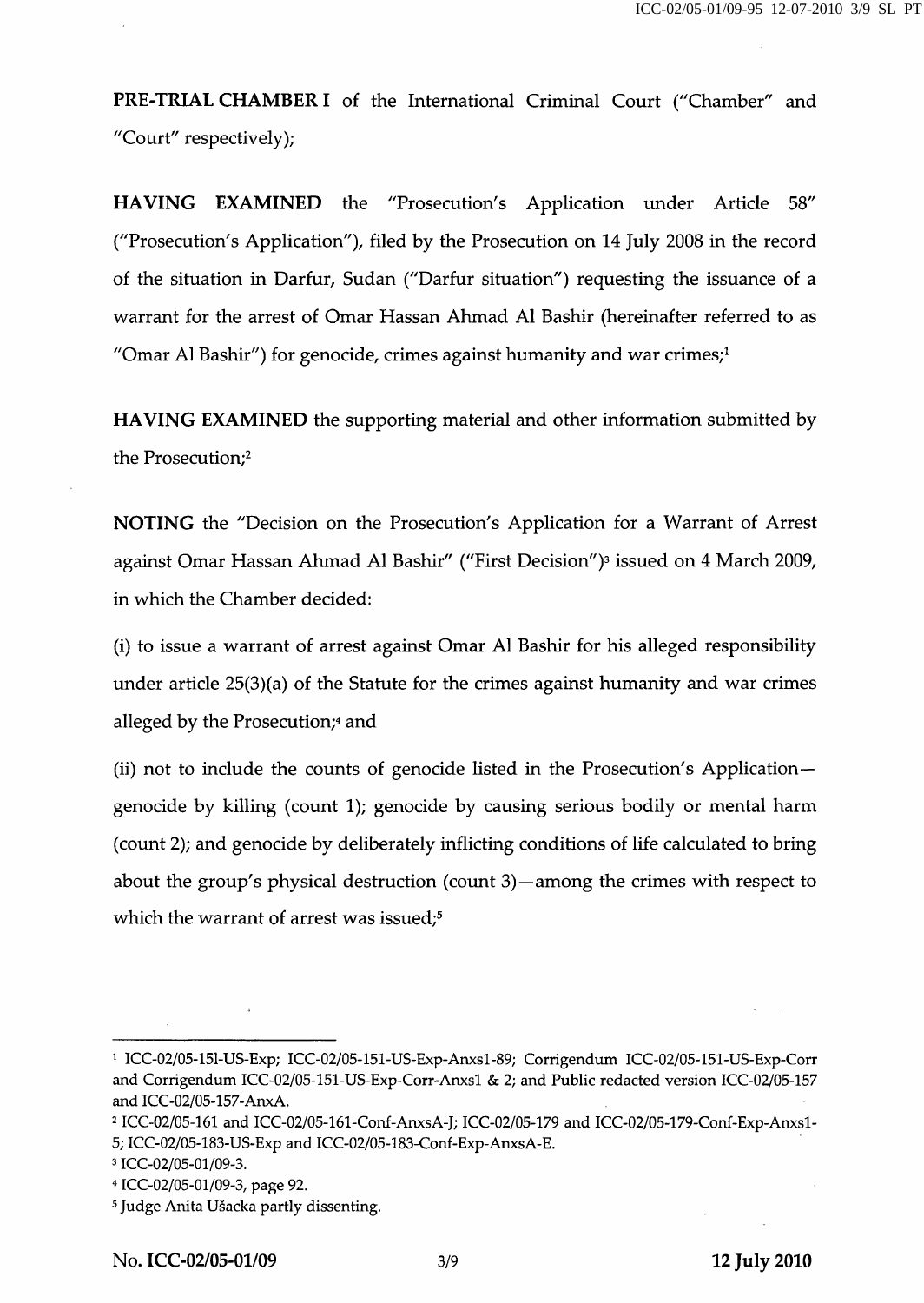**PRE-TRIAL CHAMBER I** of the International Criminal Court ("Chamber" and "Court" respectively);

**HAVING EXAMINED** the "Prosecution's Application under Article 58" ("Prosecution's Application"), filed by the Prosecution on 14 July 2008 in the record of the situation in Darfur, Sudan ("Darfur situation") requesting the issuance of a warrant for the arrest of Omar Hassan Ahmad Al Bashir (hereinafter referred to as "Omar Al Bashir") for genocide, crimes against humanity and war crimes;[1]

**HAVING EXAMINED** the supporting material and other information submitted by the Prosecution;[2]

**NOTING** the "Decision on the Prosecution's Application for a Warrant of Arrest against Omar Hassan Ahmad Al Bashir" ("First Decision")[3] issued on 4 March 2009, in which the Chamber decided:

(i) to issue a warrant of arrest against Omar Al Bashir for his alleged responsibility under article 25(3)(a) of the Statute for the crimes against humanity and war crimes alleged by the Prosecution;[4] and

(ii) not to include the counts of genocide listed in the Prosecution's Application—genocide by killing (count 1); genocide by causing serious bodily or mental harm (count 2); and genocide by deliberately inflicting conditions of life calculated to bring about the group's physical destruction (count 3)—among the crimes with respect to which the warrant of arrest was issued;[5]

---

[1] ICC-02/05-151-US-Exp; ICC-02/05-151-US-Exp-Anxs1-89; Corrigendum ICC-02/05-151-US-Exp-Corr and Corrigendum ICC-02/05-151-US-Exp-Corr-Anxs1 & 2; and Public redacted version ICC-02/05-157 and ICC-02/05-157-AnxA.

[2] ICC-02/05-161 and ICC-02/05-161-Conf-AnxsA-J; ICC-02/05-179 and ICC-02/05-179-Conf-Exp-Anxs1-5; ICC-02/05-183-US-Exp and ICC-02/05-183-Conf-Exp-AnxsA-E.

[3] ICC-02/05-01/09-3.

[4] ICC-02/05-01/09-3, page 92.

[5] Judge Anita Ušacka partly dissenting.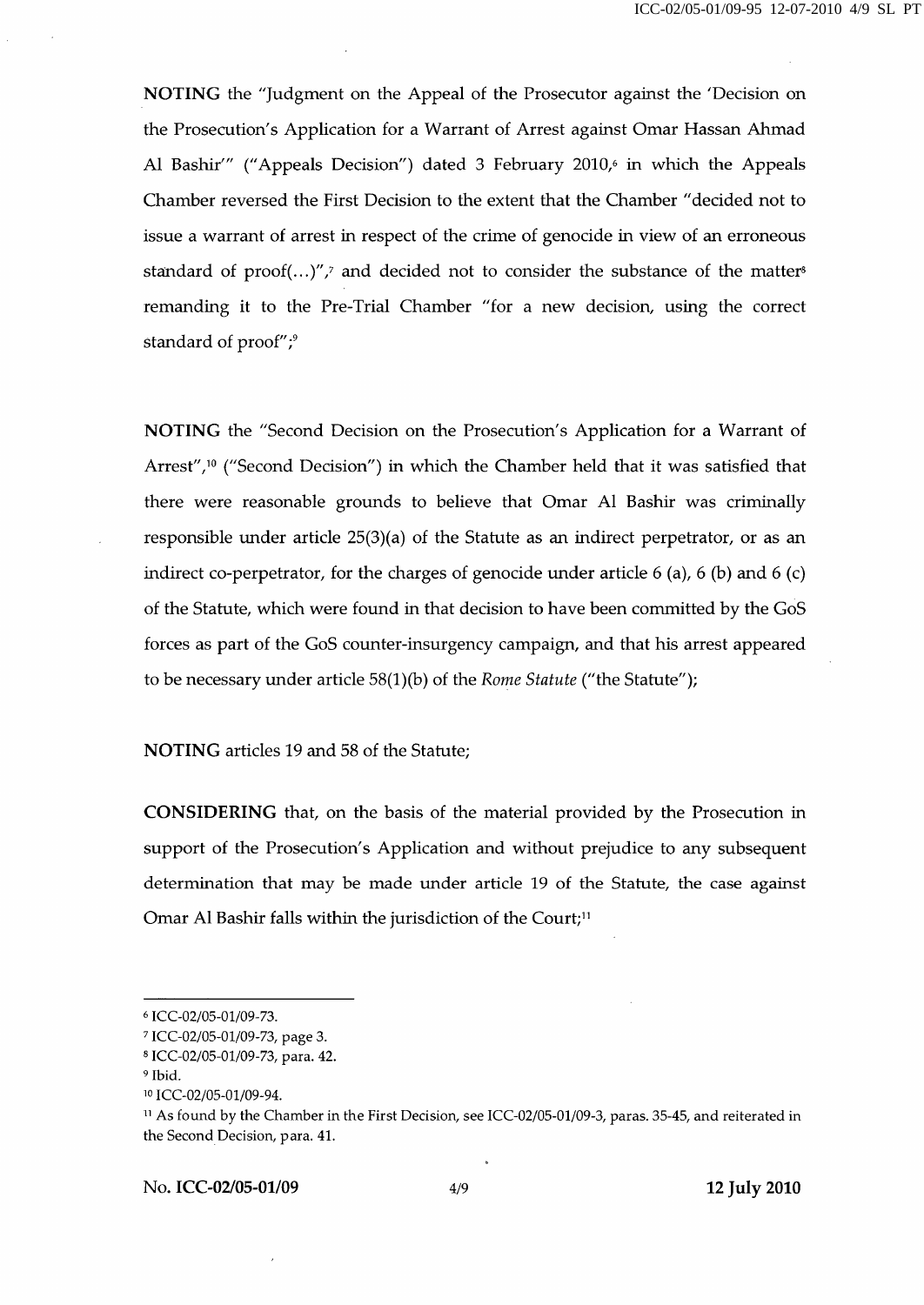**NOTING** the "Judgment on the Appeal of the Prosecutor against the 'Decision on the Prosecution's Application for a Warrant of Arrest against Omar Hassan Ahmad Al Bashir'" ("Appeals Decision") dated 3 February 2010,[6] in which the Appeals Chamber reversed the First Decision to the extent that the Chamber "decided not to issue a warrant of arrest in respect of the crime of genocide in view of an erroneous standard of proof(...)",[7] and decided not to consider the substance of the matter[8] remanding it to the Pre-Trial Chamber "for a new decision, using the correct standard of proof";[9]

**NOTING** the "Second Decision on the Prosecution's Application for a Warrant of Arrest",[10] ("Second Decision") in which the Chamber held that it was satisfied that there were reasonable grounds to believe that Omar Al Bashir was criminally responsible under article 25(3)(a) of the Statute as an indirect perpetrator, or as an indirect co-perpetrator, for the charges of genocide under article 6 (a), 6 (b) and 6 (c) of the Statute, which were found in that decision to have been committed by the GoS forces as part of the GoS counter-insurgency campaign, and that his arrest appeared to be necessary under article 58(1)(b) of the *Rome Statute* ("the Statute");

**NOTING** articles 19 and 58 of the Statute;

**CONSIDERING** that, on the basis of the material provided by the Prosecution in support of the Prosecution's Application and without prejudice to any subsequent determination that may be made under article 19 of the Statute, the case against Omar Al Bashir falls within the jurisdiction of the Court;[11]

---

[6] ICC-02/05-01/09-73.

[7] ICC-02/05-01/09-73, page 3.

[8] ICC-02/05-01/09-73, para. 42.

[9] Ibid.

[10] ICC-02/05-01/09-94.

[11] As found by the Chamber in the First Decision, see ICC-02/05-01/09-3, paras. 35-45, and reiterated in the Second Decision, para. 41.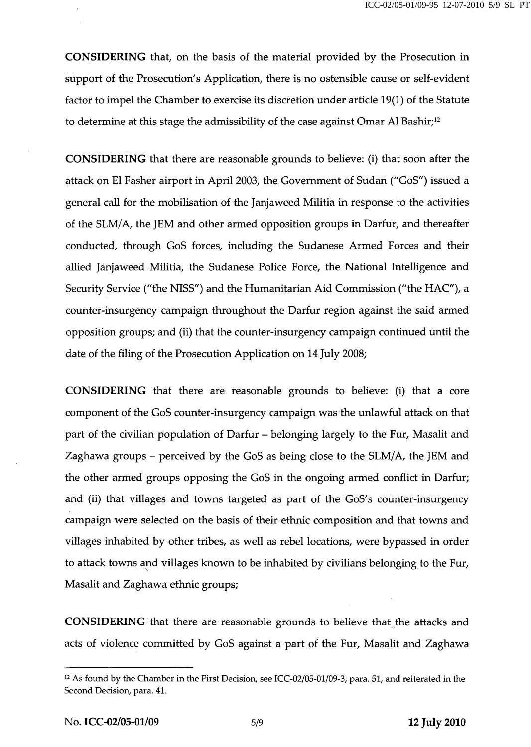**CONSIDERING** that, on the basis of the material provided by the Prosecution in support of the Prosecution's Application, there is no ostensible cause or self-evident factor to impel the Chamber to exercise its discretion under article 19(1) of the Statute to determine at this stage the admissibility of the case against Omar Al Bashir;[12]

**CONSIDERING** that there are reasonable grounds to believe: (i) that soon after the attack on El Fasher airport in April 2003, the Government of Sudan ("GoS") issued a general call for the mobilisation of the Janjaweed Militia in response to the activities of the SLM/A, the JEM and other armed opposition groups in Darfur, and thereafter conducted, through GoS forces, including the Sudanese Armed Forces and their allied Janjaweed Militia, the Sudanese Police Force, the National Intelligence and Security Service ("the NISS") and the Humanitarian Aid Commission ("the HAC"), a counter-insurgency campaign throughout the Darfur region against the said armed opposition groups; and (ii) that the counter-insurgency campaign continued until the date of the filing of the Prosecution Application on 14 July 2008;

**CONSIDERING** that there are reasonable grounds to believe: (i) that a core component of the GoS counter-insurgency campaign was the unlawful attack on that part of the civilian population of Darfur – belonging largely to the Fur, Masalit and Zaghawa groups – perceived by the GoS as being close to the SLM/A, the JEM and the other armed groups opposing the GoS in the ongoing armed conflict in Darfur; and (ii) that villages and towns targeted as part of the GoS's counter-insurgency campaign were selected on the basis of their ethnic composition and that towns and villages inhabited by other tribes, as well as rebel locations, were bypassed in order to attack towns and villages known to be inhabited by civilians belonging to the Fur, Masalit and Zaghawa ethnic groups;

**CONSIDERING** that there are reasonable grounds to believe that the attacks and acts of violence committed by GoS against a part of the Fur, Masalit and Zaghawa

---

[12] As found by the Chamber in the First Decision, see ICC-02/05-01/09-3, para. 51, and reiterated in the Second Decision, para. 41.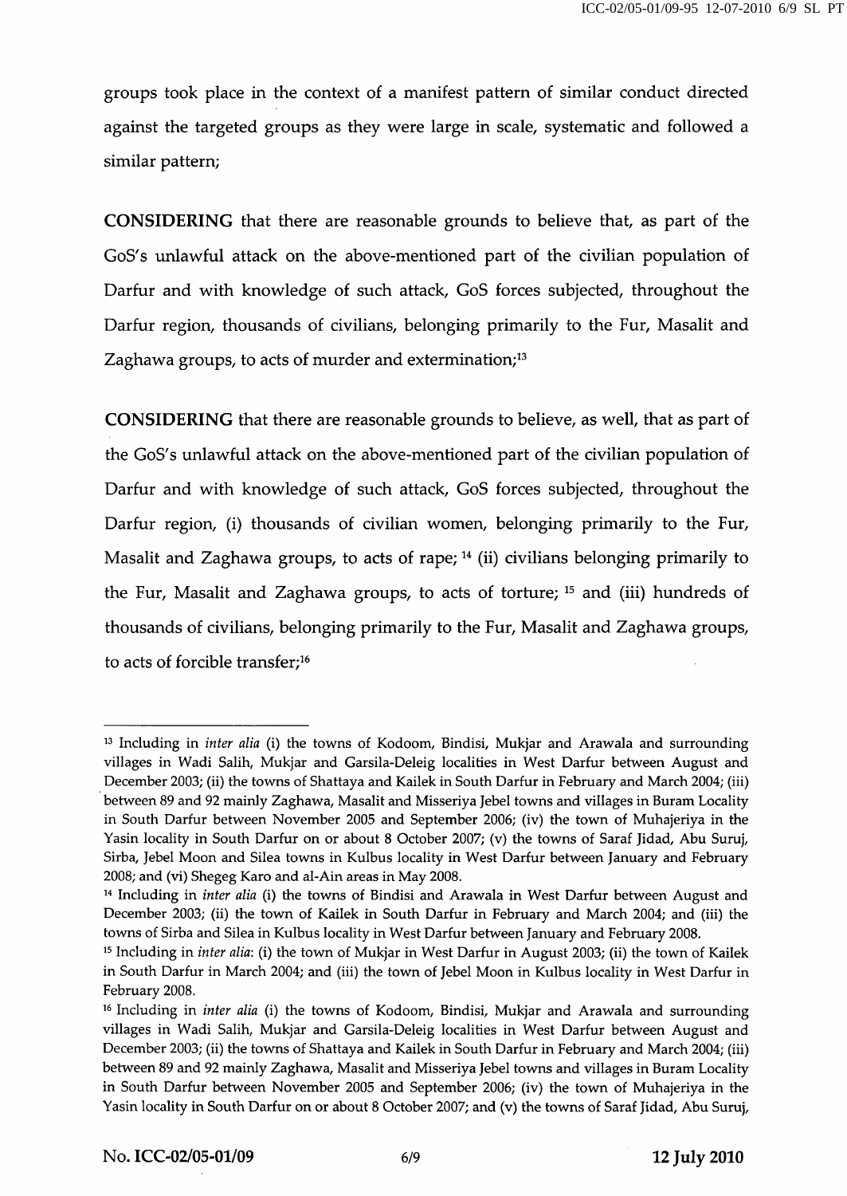groups took place in the context of a manifest pattern of similar conduct directed against the targeted groups as they were large in scale, systematic and followed a similar pattern;

**CONSIDERING** that there are reasonable grounds to believe that, as part of the GoS's unlawful attack on the above-mentioned part of the civilian population of Darfur and with knowledge of such attack, GoS forces subjected, throughout the Darfur region, thousands of civilians, belonging primarily to the Fur, Masalit and Zaghawa groups, to acts of murder and extermination;[13]

**CONSIDERING** that there are reasonable grounds to believe, as well, that as part of the GoS's unlawful attack on the above-mentioned part of the civilian population of Darfur and with knowledge of such attack, GoS forces subjected, throughout the Darfur region, (i) thousands of civilian women, belonging primarily to the Fur, Masalit and Zaghawa groups, to acts of rape; [14] (ii) civilians belonging primarily to the Fur, Masalit and Zaghawa groups, to acts of torture; [15] and (iii) hundreds of thousands of civilians, belonging primarily to the Fur, Masalit and Zaghawa groups, to acts of forcible transfer;[16]

---

[13] Including in *inter alia* (i) the towns of Kodoom, Bindisi, Mukjar and Arawala and surrounding villages in Wadi Salih, Mukjar and Garsila-Deleig localities in West Darfur between August and December 2003; (ii) the towns of Shattaya and Kailek in South Darfur in February and March 2004; (iii) between 89 and 92 mainly Zaghawa, Masalit and Misseriya Jebel towns and villages in Buram Locality in South Darfur between November 2005 and September 2006; (iv) the town of Muhajeriya in the Yasin locality in South Darfur on or about 8 October 2007; (v) the towns of Saraf Jidad, Abu Suruj, Sirba, Jebel Moon and Silea towns in Kulbus locality in West Darfur between January and February 2008; and (vi) Shegeg Karo and al-Ain areas in May 2008.

[14] Including in *inter alia* (i) the towns of Bindisi and Arawala in West Darfur between August and December 2003; (ii) the town of Kailek in South Darfur in February and March 2004; and (iii) the towns of Sirba and Silea in Kulbus locality in West Darfur between January and February 2008.

[15] Including in *inter alia*: (i) the town of Mukjar in West Darfur in August 2003; (ii) the town of Kailek in South Darfur in March 2004; and (iii) the town of Jebel Moon in Kulbus locality in West Darfur in February 2008.

[16] Including in *inter alia* (i) the towns of Kodoom, Bindisi, Mukjar and Arawala and surrounding villages in Wadi Salih, Mukjar and Garsila-Deleig localities in West Darfur between August and December 2003; (ii) the towns of Shattaya and Kailek in South Darfur in February and March 2004; (iii) between 89 and 92 mainly Zaghawa, Masalit and Misseriya Jebel towns and villages in Buram Locality in South Darfur between November 2005 and September 2006; (iv) the town of Muhajeriya in the Yasin locality in South Darfur on or about 8 October 2007; and (v) the towns of Saraf Jidad, Abu Suruj,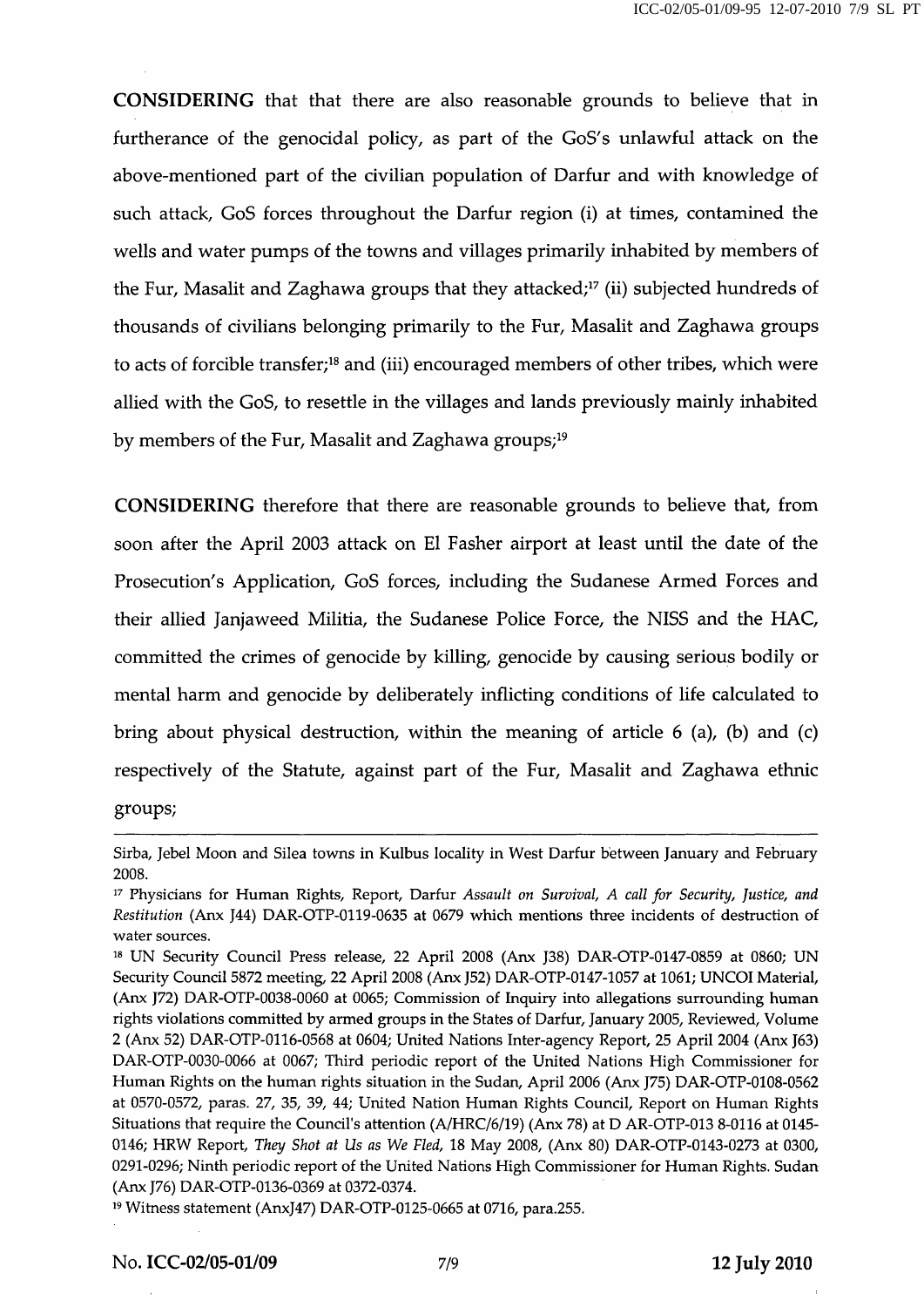**CONSIDERING** that that there are also reasonable grounds to believe that in furtherance of the genocidal policy, as part of the GoS's unlawful attack on the above-mentioned part of the civilian population of Darfur and with knowledge of such attack, GoS forces throughout the Darfur region (i) at times, contamined the wells and water pumps of the towns and villages primarily inhabited by members of the Fur, Masalit and Zaghawa groups that they attacked;[17] (ii) subjected hundreds of thousands of civilians belonging primarily to the Fur, Masalit and Zaghawa groups to acts of forcible transfer;[18] and (iii) encouraged members of other tribes, which were allied with the GoS, to resettle in the villages and lands previously mainly inhabited by members of the Fur, Masalit and Zaghawa groups;[19]

**CONSIDERING** therefore that there are reasonable grounds to believe that, from soon after the April 2003 attack on El Fasher airport at least until the date of the Prosecution's Application, GoS forces, including the Sudanese Armed Forces and their allied Janjaweed Militia, the Sudanese Police Force, the NISS and the HAC, committed the crimes of genocide by killing, genocide by causing serious bodily or mental harm and genocide by deliberately inflicting conditions of life calculated to bring about physical destruction, within the meaning of article 6 (a), (b) and (c) respectively of the Statute, against part of the Fur, Masalit and Zaghawa ethnic groups;

---

Sirba, Jebel Moon and Silea towns in Kulbus locality in West Darfur between January and February 2008.

[17] Physicians for Human Rights, Report, Darfur *Assault on Survival, A call for Security, Justice, and Restitution* (Anx J44) DAR-OTP-0119-0635 at 0679 which mentions three incidents of destruction of water sources.

[18] UN Security Council Press release, 22 April 2008 (Anx J38) DAR-OTP-0147-0859 at 0860; UN Security Council 5872 meeting, 22 April 2008 (Anx J52) DAR-OTP-0147-1057 at 1061; UNCOI Material, (Anx J72) DAR-OTP-0038-0060 at 0065; Commission of Inquiry into allegations surrounding human rights violations committed by armed groups in the States of Darfur, January 2005, Reviewed, Volume 2 (Anx 52) DAR-OTP-0116-0568 at 0604; United Nations Inter-agency Report, 25 April 2004 (Anx J63) DAR-OTP-0030-0066 at 0067; Third periodic report of the United Nations High Commissioner for Human Rights on the human rights situation in the Sudan, April 2006 (Anx J75) DAR-OTP-0108-0562 at 0570-0572, paras. 27, 35, 39, 44; United Nation Human Rights Council, Report on Human Rights Situations that require the Council's attention (A/HRC/6/19) (Anx 78) at D AR-OTP-013 8-0116 at 0145-0146; HRW Report, *They Shot at Us as We Fled*, 18 May 2008, (Anx 80) DAR-OTP-0143-0273 at 0300, 0291-0296; Ninth periodic report of the United Nations High Commissioner for Human Rights. Sudan (Anx J76) DAR-OTP-0136-0369 at 0372-0374.

[19] Witness statement (AnxJ47) DAR-OTP-0125-0665 at 0716, para.255.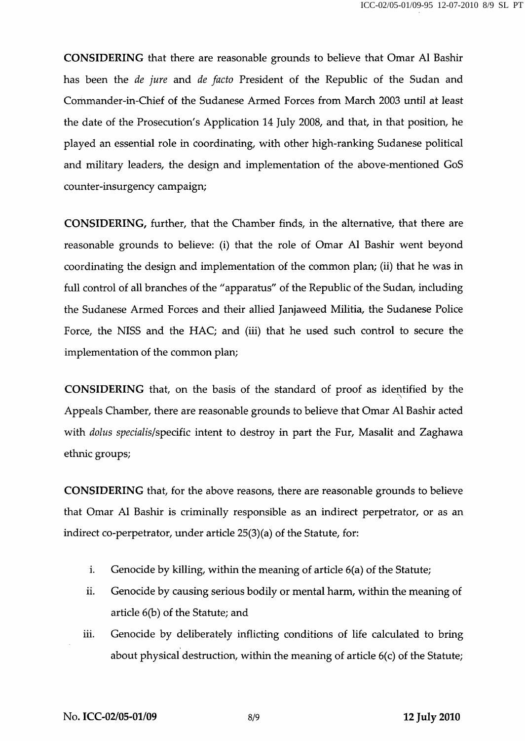**CONSIDERING** that there are reasonable grounds to believe that Omar Al Bashir has been the *de jure* and *de facto* President of the Republic of the Sudan and Commander-in-Chief of the Sudanese Armed Forces from March 2003 until at least the date of the Prosecution's Application 14 July 2008, and that, in that position, he played an essential role in coordinating, with other high-ranking Sudanese political and military leaders, the design and implementation of the above-mentioned GoS counter-insurgency campaign;

**CONSIDERING,** further, that the Chamber finds, in the alternative, that there are reasonable grounds to believe: (i) that the role of Omar Al Bashir went beyond coordinating the design and implementation of the common plan; (ii) that he was in full control of all branches of the "apparatus" of the Republic of the Sudan, including the Sudanese Armed Forces and their allied Janjaweed Militia, the Sudanese Police Force, the NISS and the HAC; and (iii) that he used such control to secure the implementation of the common plan;

**CONSIDERING** that, on the basis of the standard of proof as identified by the Appeals Chamber, there are reasonable grounds to believe that Omar Al Bashir acted with *dolus specialis*/specific intent to destroy in part the Fur, Masalit and Zaghawa ethnic groups;

**CONSIDERING** that, for the above reasons, there are reasonable grounds to believe that Omar Al Bashir is criminally responsible as an indirect perpetrator, or as an indirect co-perpetrator, under article 25(3)(a) of the Statute, for:

i. Genocide by killing, within the meaning of article 6(a) of the Statute;

ii. Genocide by causing serious bodily or mental harm, within the meaning of article 6(b) of the Statute; and

iii. Genocide by deliberately inflicting conditions of life calculated to bring about physical destruction, within the meaning of article 6(c) of the Statute;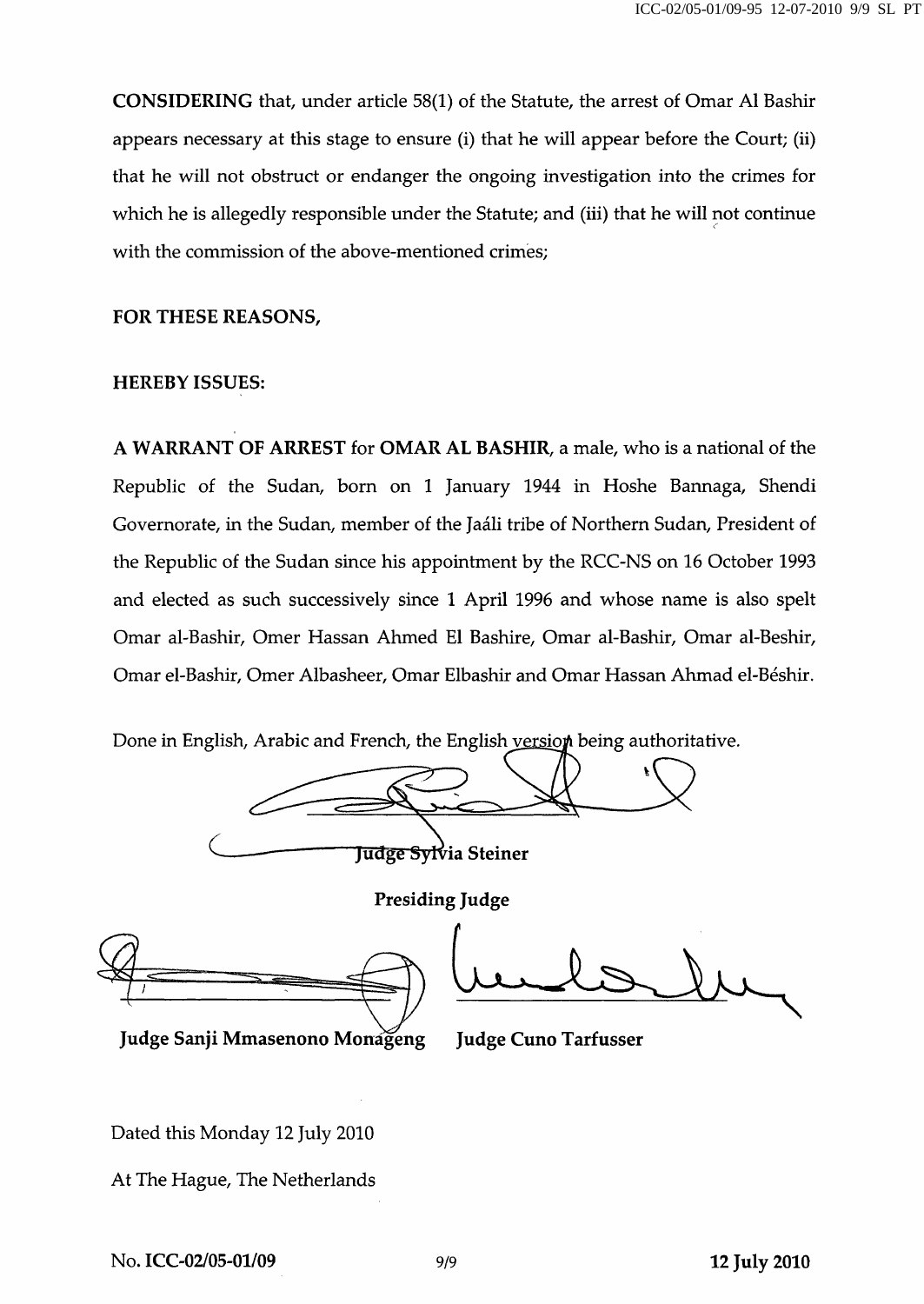**CONSIDERING** that, under article 58(1) of the Statute, the arrest of Omar Al Bashir appears necessary at this stage to ensure (i) that he will appear before the Court; (ii) that he will not obstruct or endanger the ongoing investigation into the crimes for which he is allegedly responsible under the Statute; and (iii) that he will not continue with the commission of the above-mentioned crimes;

**FOR THESE REASONS,**

**HEREBY ISSUES:**

**A WARRANT OF ARREST** for **OMAR AL BASHIR**, a male, who is a national of the Republic of the Sudan, born on 1 January 1944 in Hoshe Bannaga, Shendi Governorate, in the Sudan, member of the Jaáli tribe of Northern Sudan, President of the Republic of the Sudan since his appointment by the RCC-NS on 16 October 1993 and elected as such successively since 1 April 1996 and whose name is also spelt Omar al-Bashir, Omer Hassan Ahmed El Bashire, Omar al-Bashir, Omar al-Beshir, Omar el-Bashir, Omer Albasheer, Omar Elbashir and Omar Hassan Ahmad el-Béshir.

Done in English, Arabic and French, the English version being authoritative.

**Judge Sylvia Steiner**

**Presiding Judge**

**Judge Sanji Mmasenono Monageng** | **Judge Cuno Tarfusser**

Dated this Monday 12 July 2010

At The Hague, The Netherlands

No. **ICC-02/05-01/09** | **12 July 2010**